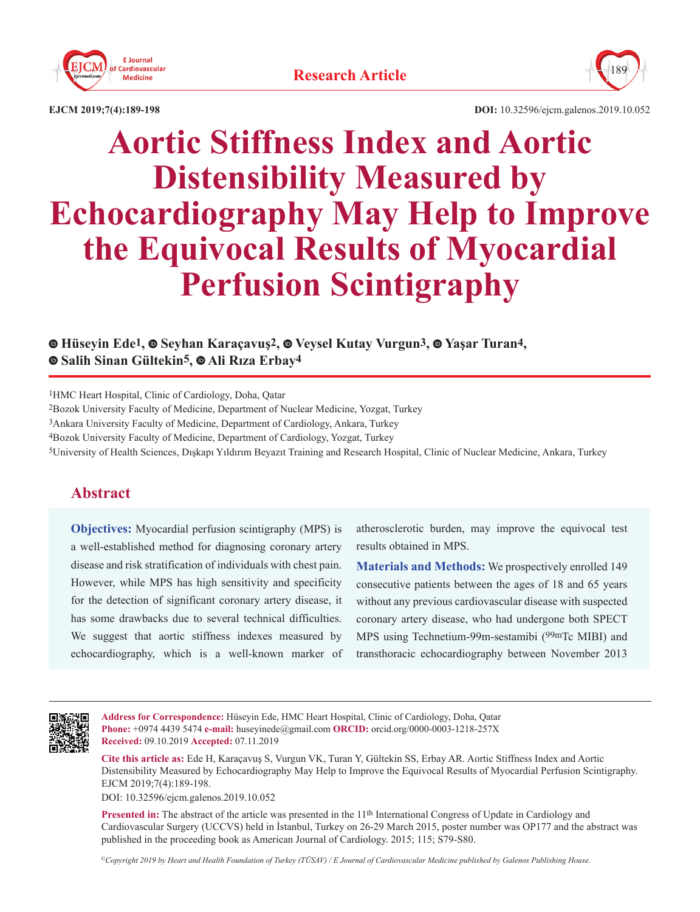Research Article

DOI: 10.32596/ejcm.galenos.2019.10.052

# Aortic Stiffness Index and Aortic Distensibility Measured by Echocardiography May Help to Improve the Equivocal Results of Myocardial Perfusion Scintigraphy

**Hüseyin Ede[1], Seyhan Karaçavuş[2], Veysel Kutay Vurgun[3], Yaşar Turan[4], Salih Sinan Gültekin[5], Ali Rıza Erbay[4]**

[1]HMC Heart Hospital, Clinic of Cardiology, Doha, Qatar
[2]Bozok University Faculty of Medicine, Department of Nuclear Medicine, Yozgat, Turkey
[3]Ankara University Faculty of Medicine, Department of Cardiology, Ankara, Turkey
[4]Bozok University Faculty of Medicine, Department of Cardiology, Yozgat, Turkey
[5]University of Health Sciences, Dışkapı Yıldırım Beyazıt Training and Research Hospital, Clinic of Nuclear Medicine, Ankara, Turkey

## Abstract

**Objectives:** Myocardial perfusion scintigraphy (MPS) is a well-established method for diagnosing coronary artery disease and risk stratification of individuals with chest pain. However, while MPS has high sensitivity and specificity for the detection of significant coronary artery disease, it has some drawbacks due to several technical difficulties. We suggest that aortic stiffness indexes measured by echocardiography, which is a well-known marker of atherosclerotic burden, may improve the equivocal test results obtained in MPS.

**Materials and Methods:** We prospectively enrolled 149 consecutive patients between the ages of 18 and 65 years without any previous cardiovascular disease with suspected coronary artery disease, who had undergone both SPECT MPS using Technetium-99m-sestamibi ($^{99m}$Tc MIBI) and transthoracic echocardiography between November 2013

**Address for Correspondence:** Hüseyin Ede, HMC Heart Hospital, Clinic of Cardiology, Doha, Qatar
**Phone:** +0974 4439 5474 **e-mail:** huseyinede@gmail.com **ORCID:** orcid.org/0000-0003-1218-257X
**Received:** 09.10.2019 **Accepted:** 07.11.2019

**Cite this article as:** Ede H, Karaçavuş S, Vurgun VK, Turan Y, Gültekin SS, Erbay AR. Aortic Stiffness Index and Aortic Distensibility Measured by Echocardiography May Help to Improve the Equivocal Results of Myocardial Perfusion Scintigraphy. EJCM 2019;7(4):189-198.

DOI: 10.32596/ejcm.galenos.2019.10.052

**Presented in:** The abstract of the article was presented in the 11th International Congress of Update in Cardiology and Cardiovascular Surgery (UCCVS) held in İstanbul, Turkey on 26-29 March 2015, poster number was OP177 and the abstract was published in the proceeding book as American Journal of Cardiology. 2015; 115; S79-S80.

*©Copyright 2019 by Heart and Health Foundation of Turkey (TÜSAV) / E Journal of Cardiovascular Medicine published by Galenos Publishing House.*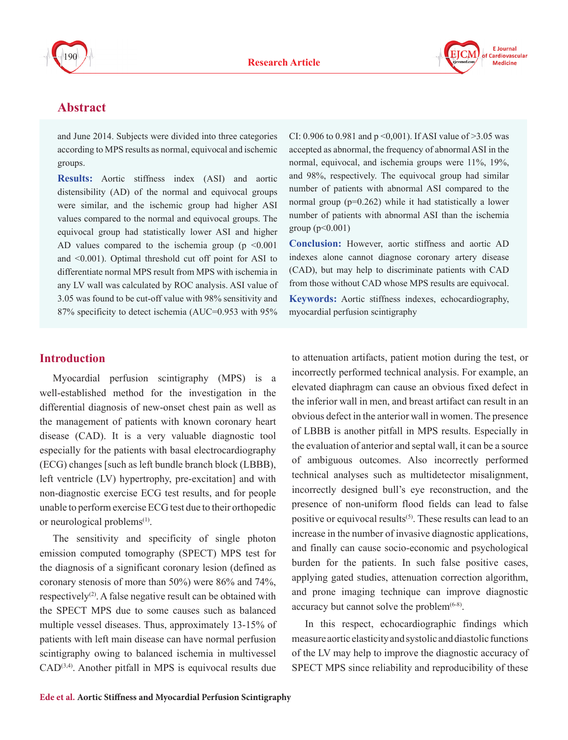## Abstract

and June 2014. Subjects were divided into three categories according to MPS results as normal, equivocal and ischemic groups.

**Results:** Aortic stiffness index (ASI) and aortic distensibility (AD) of the normal and equivocal groups were similar, and the ischemic group had higher ASI values compared to the normal and equivocal groups. The equivocal group had statistically lower ASI and higher AD values compared to the ischemia group (p <0.001 and <0.001). Optimal threshold cut off point for ASI to differentiate normal MPS result from MPS with ischemia in any LV wall was calculated by ROC analysis. ASI value of 3.05 was found to be cut-off value with 98% sensitivity and 87% specificity to detect ischemia (AUC=0.953 with 95% CI: 0.906 to 0.981 and p <0,001). If ASI value of >3.05 was accepted as abnormal, the frequency of abnormal ASI in the normal, equivocal, and ischemia groups were 11%, 19%, and 98%, respectively. The equivocal group had similar number of patients with abnormal ASI compared to the normal group (p=0.262) while it had statistically a lower number of patients with abnormal ASI than the ischemia group (p<0.001)

**Conclusion:** However, aortic stiffness and aortic AD indexes alone cannot diagnose coronary artery disease (CAD), but may help to discriminate patients with CAD from those without CAD whose MPS results are equivocal.

**Keywords:** Aortic stiffness indexes, echocardiography, myocardial perfusion scintigraphy

## Introduction

Myocardial perfusion scintigraphy (MPS) is a well-established method for the investigation in the differential diagnosis of new-onset chest pain as well as the management of patients with known coronary heart disease (CAD). It is a very valuable diagnostic tool especially for the patients with basal electrocardiography (ECG) changes [such as left bundle branch block (LBBB), left ventricle (LV) hypertrophy, pre-excitation] and with non-diagnostic exercise ECG test results, and for people unable to perform exercise ECG test due to their orthopedic or neurological problems[1].

The sensitivity and specificity of single photon emission computed tomography (SPECT) MPS test for the diagnosis of a significant coronary lesion (defined as coronary stenosis of more than 50%) were 86% and 74%, respectively[2]. A false negative result can be obtained with the SPECT MPS due to some causes such as balanced multiple vessel diseases. Thus, approximately 13-15% of patients with left main disease can have normal perfusion scintigraphy owing to balanced ischemia in multivessel CAD[3,4]. Another pitfall in MPS is equivocal results due to attenuation artifacts, patient motion during the test, or incorrectly performed technical analysis. For example, an elevated diaphragm can cause an obvious fixed defect in the inferior wall in men, and breast artifact can result in an obvious defect in the anterior wall in women. The presence of LBBB is another pitfall in MPS results. Especially in the evaluation of anterior and septal wall, it can be a source of ambiguous outcomes. Also incorrectly performed technical analyses such as multidetector misalignment, incorrectly designed bull's eye reconstruction, and the presence of non-uniform flood fields can lead to false positive or equivocal results[5]. These results can lead to an increase in the number of invasive diagnostic applications, and finally can cause socio-economic and psychological burden for the patients. In such false positive cases, applying gated studies, attenuation correction algorithm, and prone imaging technique can improve diagnostic accuracy but cannot solve the problem[6-8].

In this respect, echocardiographic findings which measure aortic elasticity and systolic and diastolic functions of the LV may help to improve the diagnostic accuracy of SPECT MPS since reliability and reproducibility of these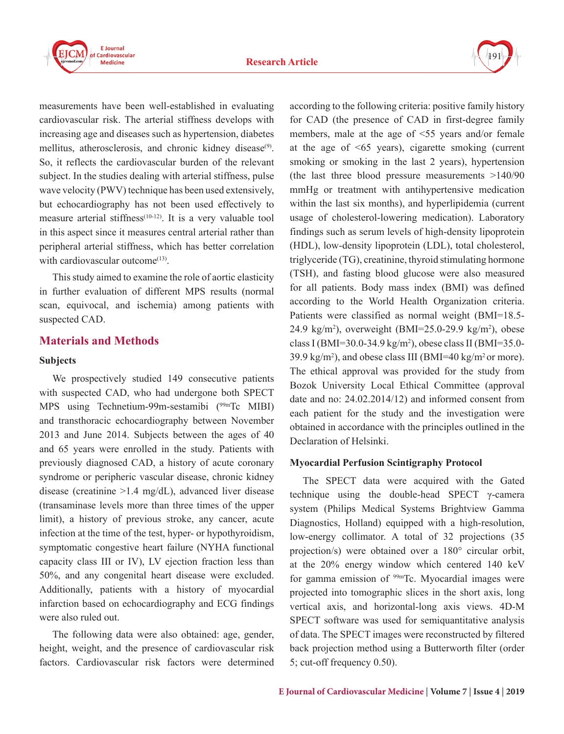measurements have been well-established in evaluating cardiovascular risk. The arterial stiffness develops with increasing age and diseases such as hypertension, diabetes mellitus, atherosclerosis, and chronic kidney disease[9]. So, it reflects the cardiovascular burden of the relevant subject. In the studies dealing with arterial stiffness, pulse wave velocity (PWV) technique has been used extensively, but echocardiography has not been used effectively to measure arterial stiffness[10-12]. It is a very valuable tool in this aspect since it measures central arterial rather than peripheral arterial stiffness, which has better correlation with cardiovascular outcome[13].

This study aimed to examine the role of aortic elasticity in further evaluation of different MPS results (normal scan, equivocal, and ischemia) among patients with suspected CAD.

## Materials and Methods

### Subjects

We prospectively studied 149 consecutive patients with suspected CAD, who had undergone both SPECT MPS using Technetium-99m-sestamibi ($^{99m}$Tc MIBI) and transthoracic echocardiography between November 2013 and June 2014. Subjects between the ages of 40 and 65 years were enrolled in the study. Patients with previously diagnosed CAD, a history of acute coronary syndrome or peripheric vascular disease, chronic kidney disease (creatinine >1.4 mg/dL), advanced liver disease (transaminase levels more than three times of the upper limit), a history of previous stroke, any cancer, acute infection at the time of the test, hyper- or hypothyroidism, symptomatic congestive heart failure (NYHA functional capacity class III or IV), LV ejection fraction less than 50%, and any congenital heart disease were excluded. Additionally, patients with a history of myocardial infarction based on echocardiography and ECG findings were also ruled out.

The following data were also obtained: age, gender, height, weight, and the presence of cardiovascular risk factors. Cardiovascular risk factors were determined according to the following criteria: positive family history for CAD (the presence of CAD in first-degree family members, male at the age of <55 years and/or female at the age of <65 years), cigarette smoking (current smoking or smoking in the last 2 years), hypertension (the last three blood pressure measurements >140/90 mmHg or treatment with antihypertensive medication within the last six months), and hyperlipidemia (current usage of cholesterol-lowering medication). Laboratory findings such as serum levels of high-density lipoprotein (HDL), low-density lipoprotein (LDL), total cholesterol, triglyceride (TG), creatinine, thyroid stimulating hormone (TSH), and fasting blood glucose were also measured for all patients. Body mass index (BMI) was defined according to the World Health Organization criteria. Patients were classified as normal weight (BMI=18.5-24.9 kg/m$^2$), overweight (BMI=25.0-29.9 kg/m$^2$), obese class I (BMI=30.0-34.9 kg/m$^2$), obese class II (BMI=35.0-39.9 kg/m$^2$), and obese class III (BMI=40 kg/m$^2$ or more). The ethical approval was provided for the study from Bozok University Local Ethical Committee (approval date and no: 24.02.2014/12) and informed consent from each patient for the study and the investigation were obtained in accordance with the principles outlined in the Declaration of Helsinki.

### Myocardial Perfusion Scintigraphy Protocol

The SPECT data were acquired with the Gated technique using the double-head SPECT γ-camera system (Philips Medical Systems Brightview Gamma Diagnostics, Holland) equipped with a high-resolution, low-energy collimator. A total of 32 projections (35 projection/s) were obtained over a 180° circular orbit, at the 20% energy window which centered 140 keV for gamma emission of $^{99m}$Tc. Myocardial images were projected into tomographic slices in the short axis, long vertical axis, and horizontal-long axis views. 4D-M SPECT software was used for semiquantitative analysis of data. The SPECT images were reconstructed by filtered back projection method using a Butterworth filter (order 5; cut-off frequency 0.50).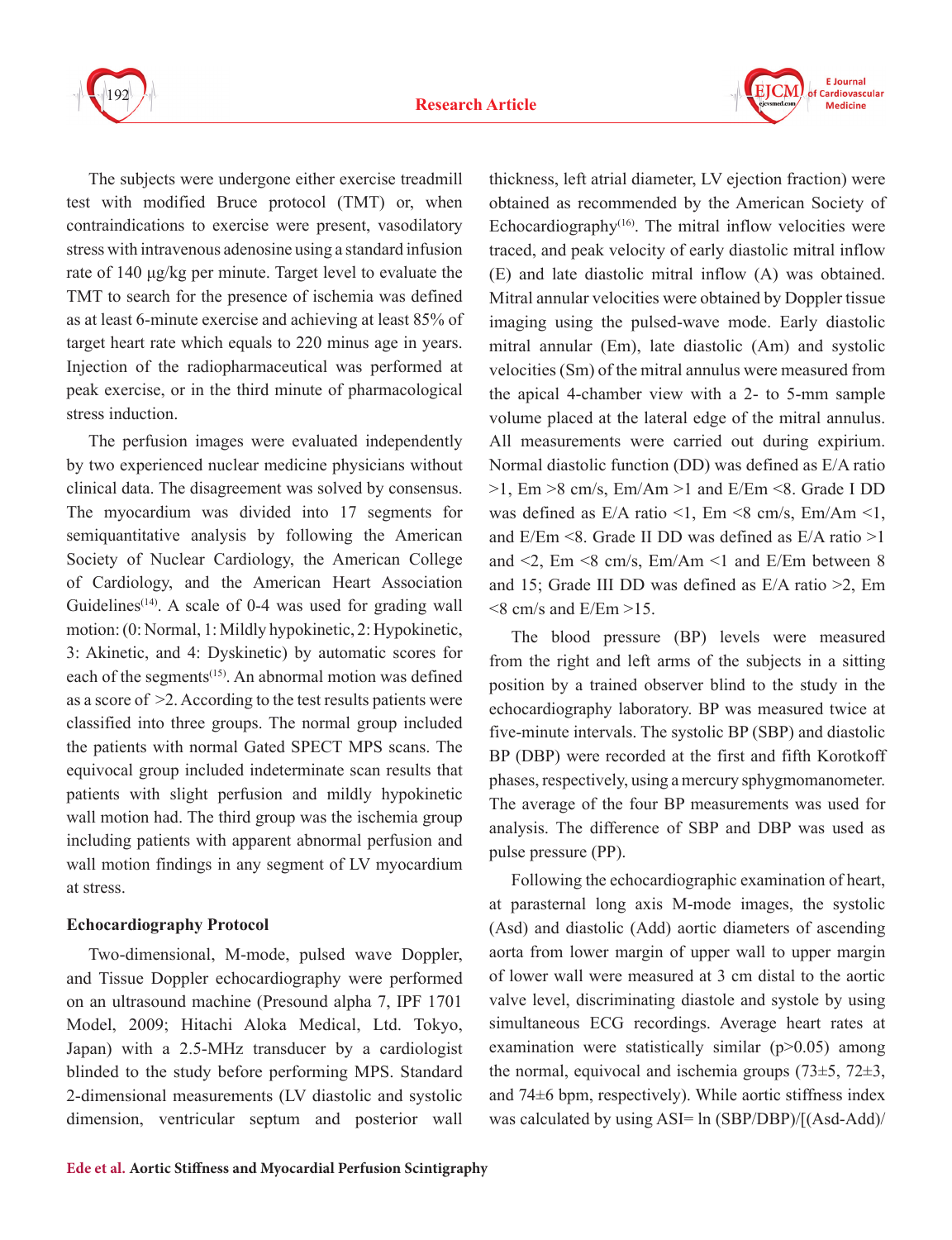The subjects were undergone either exercise treadmill test with modified Bruce protocol (TMT) or, when contraindications to exercise were present, vasodilatory stress with intravenous adenosine using a standard infusion rate of 140 μg/kg per minute. Target level to evaluate the TMT to search for the presence of ischemia was defined as at least 6-minute exercise and achieving at least 85% of target heart rate which equals to 220 minus age in years. Injection of the radiopharmaceutical was performed at peak exercise, or in the third minute of pharmacological stress induction.

The perfusion images were evaluated independently by two experienced nuclear medicine physicians without clinical data. The disagreement was solved by consensus. The myocardium was divided into 17 segments for semiquantitative analysis by following the American Society of Nuclear Cardiology, the American College of Cardiology, and the American Heart Association Guidelines[14]. A scale of 0-4 was used for grading wall motion: (0: Normal, 1: Mildly hypokinetic, 2: Hypokinetic, 3: Akinetic, and 4: Dyskinetic) by automatic scores for each of the segments[15]. An abnormal motion was defined as a score of >2. According to the test results patients were classified into three groups. The normal group included the patients with normal Gated SPECT MPS scans. The equivocal group included indeterminate scan results that patients with slight perfusion and mildly hypokinetic wall motion had. The third group was the ischemia group including patients with apparent abnormal perfusion and wall motion findings in any segment of LV myocardium at stress.

### Echocardiography Protocol

Two-dimensional, M-mode, pulsed wave Doppler, and Tissue Doppler echocardiography were performed on an ultrasound machine (Presound alpha 7, IPF 1701 Model, 2009; Hitachi Aloka Medical, Ltd. Tokyo, Japan) with a 2.5-MHz transducer by a cardiologist blinded to the study before performing MPS. Standard 2-dimensional measurements (LV diastolic and systolic dimension, ventricular septum and posterior wall thickness, left atrial diameter, LV ejection fraction) were obtained as recommended by the American Society of Echocardiography[16]. The mitral inflow velocities were traced, and peak velocity of early diastolic mitral inflow (E) and late diastolic mitral inflow (A) was obtained. Mitral annular velocities were obtained by Doppler tissue imaging using the pulsed-wave mode. Early diastolic mitral annular (Em), late diastolic (Am) and systolic velocities (Sm) of the mitral annulus were measured from the apical 4-chamber view with a 2- to 5-mm sample volume placed at the lateral edge of the mitral annulus. All measurements were carried out during expirium. Normal diastolic function (DD) was defined as E/A ratio >1, Em >8 cm/s, Em/Am >1 and E/Em <8. Grade I DD was defined as E/A ratio <1, Em <8 cm/s, Em/Am <1, and E/Em <8. Grade II DD was defined as E/A ratio >1 and <2, Em <8 cm/s, Em/Am <1 and E/Em between 8 and 15; Grade III DD was defined as E/A ratio >2, Em <8 cm/s and E/Em >15.

The blood pressure (BP) levels were measured from the right and left arms of the subjects in a sitting position by a trained observer blind to the study in the echocardiography laboratory. BP was measured twice at five-minute intervals. The systolic BP (SBP) and diastolic BP (DBP) were recorded at the first and fifth Korotkoff phases, respectively, using a mercury sphygmomanometer. The average of the four BP measurements was used for analysis. The difference of SBP and DBP was used as pulse pressure (PP).

Following the echocardiographic examination of heart, at parasternal long axis M-mode images, the systolic (Asd) and diastolic (Add) aortic diameters of ascending aorta from lower margin of upper wall to upper margin of lower wall were measured at 3 cm distal to the aortic valve level, discriminating diastole and systole by using simultaneous ECG recordings. Average heart rates at examination were statistically similar ($p>0.05$) among the normal, equivocal and ischemia groups (73±5, 72±3, and 74±6 bpm, respectively). While aortic stiffness index was calculated by using ASI= ln (SBP/DBP)/[(Asd-Add)/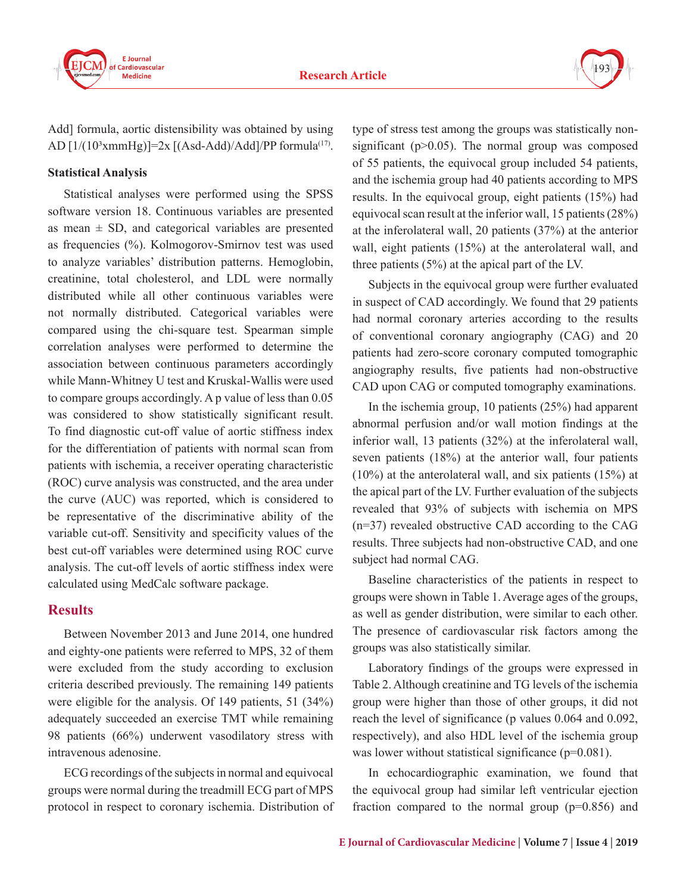Add] formula, aortic distensibility was obtained by using AD [$1/(10^3$xmmHg)]=2x [(Asd-Add)/Add]/PP formula[17].

**Statistical Analysis**

Statistical analyses were performed using the SPSS software version 18. Continuous variables are presented as mean ± SD, and categorical variables are presented as frequencies (%). Kolmogorov-Smirnov test was used to analyze variables' distribution patterns. Hemoglobin, creatinine, total cholesterol, and LDL were normally distributed while all other continuous variables were not normally distributed. Categorical variables were compared using the chi-square test. Spearman simple correlation analyses were performed to determine the association between continuous parameters accordingly while Mann-Whitney U test and Kruskal-Wallis were used to compare groups accordingly. A p value of less than 0.05 was considered to show statistically significant result. To find diagnostic cut-off value of aortic stiffness index for the differentiation of patients with normal scan from patients with ischemia, a receiver operating characteristic (ROC) curve analysis was constructed, and the area under the curve (AUC) was reported, which is considered to be representative of the discriminative ability of the variable cut-off. Sensitivity and specificity values of the best cut-off variables were determined using ROC curve analysis. The cut-off levels of aortic stiffness index were calculated using MedCalc software package.

## Results

Between November 2013 and June 2014, one hundred and eighty-one patients were referred to MPS, 32 of them were excluded from the study according to exclusion criteria described previously. The remaining 149 patients were eligible for the analysis. Of 149 patients, 51 (34%) adequately succeeded an exercise TMT while remaining 98 patients (66%) underwent vasodilatory stress with intravenous adenosine.

ECG recordings of the subjects in normal and equivocal groups were normal during the treadmill ECG part of MPS protocol in respect to coronary ischemia. Distribution of type of stress test among the groups was statistically non-significant (p>0.05). The normal group was composed of 55 patients, the equivocal group included 54 patients, and the ischemia group had 40 patients according to MPS results. In the equivocal group, eight patients (15%) had equivocal scan result at the inferior wall, 15 patients (28%) at the inferolateral wall, 20 patients (37%) at the anterior wall, eight patients (15%) at the anterolateral wall, and three patients (5%) at the apical part of the LV.

Subjects in the equivocal group were further evaluated in suspect of CAD accordingly. We found that 29 patients had normal coronary arteries according to the results of conventional coronary angiography (CAG) and 20 patients had zero-score coronary computed tomographic angiography results, five patients had non-obstructive CAD upon CAG or computed tomography examinations.

In the ischemia group, 10 patients (25%) had apparent abnormal perfusion and/or wall motion findings at the inferior wall, 13 patients (32%) at the inferolateral wall, seven patients (18%) at the anterior wall, four patients (10%) at the anterolateral wall, and six patients (15%) at the apical part of the LV. Further evaluation of the subjects revealed that 93% of subjects with ischemia on MPS (n=37) revealed obstructive CAD according to the CAG results. Three subjects had non-obstructive CAD, and one subject had normal CAG.

Baseline characteristics of the patients in respect to groups were shown in Table 1. Average ages of the groups, as well as gender distribution, were similar to each other. The presence of cardiovascular risk factors among the groups was also statistically similar.

Laboratory findings of the groups were expressed in Table 2. Although creatinine and TG levels of the ischemia group were higher than those of other groups, it did not reach the level of significance (p values 0.064 and 0.092, respectively), and also HDL level of the ischemia group was lower without statistical significance (p=0.081).

In echocardiographic examination, we found that the equivocal group had similar left ventricular ejection fraction compared to the normal group (p=0.856) and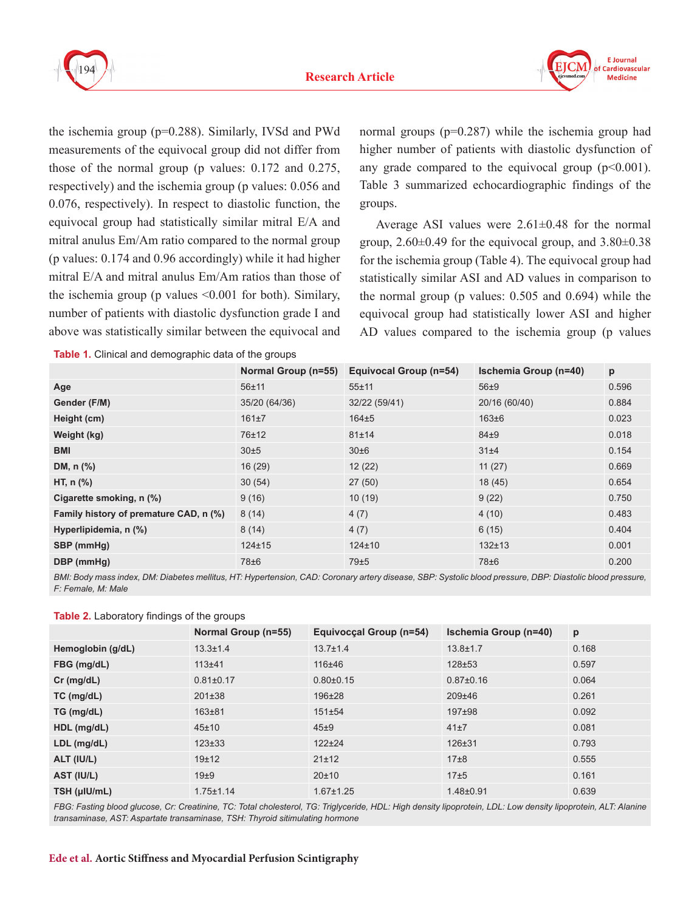the ischemia group (p=0.288). Similarly, IVSd and PWd measurements of the equivocal group did not differ from those of the normal group (p values: 0.172 and 0.275, respectively) and the ischemia group (p values: 0.056 and 0.076, respectively). In respect to diastolic function, the equivocal group had statistically similar mitral E/A and mitral anulus Em/Am ratio compared to the normal group (p values: 0.174 and 0.96 accordingly) while it had higher mitral E/A and mitral anulus Em/Am ratios than those of the ischemia group (p values <0.001 for both). Similary, number of patients with diastolic dysfunction grade I and above was statistically similar between the equivocal and normal groups (p=0.287) while the ischemia group had higher number of patients with diastolic dysfunction of any grade compared to the equivocal group (p<0.001). Table 3 summarized echocardiographic findings of the groups.

Average ASI values were 2.61±0.48 for the normal group, 2.60±0.49 for the equivocal group, and 3.80±0.38 for the ischemia group (Table 4). The equivocal group had statistically similar ASI and AD values in comparison to the normal group (p values: 0.505 and 0.694) while the equivocal group had statistically lower ASI and higher AD values compared to the ischemia group (p values

**Table 1.** Clinical and demographic data of the groups

| | Normal Group (n=55) | Equivocal Group (n=54) | Ischemia Group (n=40) | p |
|---|---|---|---|---|
| **Age** | 56±11 | 55±11 | 56±9 | 0.596 |
| **Gender (F/M)** | 35/20 (64/36) | 32/22 (59/41) | 20/16 (60/40) | 0.884 |
| **Height (cm)** | 161±7 | 164±5 | 163±6 | 0.023 |
| **Weight (kg)** | 76±12 | 81±14 | 84±9 | 0.018 |
| **BMI** | 30±5 | 30±6 | 31±4 | 0.154 |
| **DM, n (%)** | 16 (29) | 12 (22) | 11 (27) | 0.669 |
| **HT, n (%)** | 30 (54) | 27 (50) | 18 (45) | 0.654 |
| **Cigarette smoking, n (%)** | 9 (16) | 10 (19) | 9 (22) | 0.750 |
| **Family history of premature CAD, n (%)** | 8 (14) | 4 (7) | 4 (10) | 0.483 |
| **Hyperlipidemia, n (%)** | 8 (14) | 4 (7) | 6 (15) | 0.404 |
| **SBP (mmHg)** | 124±15 | 124±10 | 132±13 | 0.001 |
| **DBP (mmHg)** | 78±6 | 79±5 | 78±6 | 0.200 |

*BMI: Body mass index, DM: Diabetes mellitus, HT: Hypertension, CAD: Coronary artery disease, SBP: Systolic blood pressure, DBP: Diastolic blood pressure, F: Female, M: Male*

**Table 2.** Laboratory findings of the groups

| | Normal Group (n=55) | Equivocçal Group (n=54) | Ischemia Group (n=40) | p |
|---|---|---|---|---|
| **Hemoglobin (g/dL)** | 13.3±1.4 | 13.7±1.4 | 13.8±1.7 | 0.168 |
| **FBG (mg/dL)** | 113±41 | 116±46 | 128±53 | 0.597 |
| **Cr (mg/dL)** | 0.81±0.17 | 0.80±0.15 | 0.87±0.16 | 0.064 |
| **TC (mg/dL)** | 201±38 | 196±28 | 209±46 | 0.261 |
| **TG (mg/dL)** | 163±81 | 151±54 | 197±98 | 0.092 |
| **HDL (mg/dL)** | 45±10 | 45±9 | 41±7 | 0.081 |
| **LDL (mg/dL)** | 123±33 | 122±24 | 126±31 | 0.793 |
| **ALT (IU/L)** | 19±12 | 21±12 | 17±8 | 0.555 |
| **AST (IU/L)** | 19±9 | 20±10 | 17±5 | 0.161 |
| **TSH (μIU/mL)** | 1.75±1.14 | 1.67±1.25 | 1.48±0.91 | 0.639 |

*FBG: Fasting blood glucose, Cr: Creatinine, TC: Total cholesterol, TG: Triglyceride, HDL: High density lipoprotein, LDL: Low density lipoprotein, ALT: Alanine transaminase, AST: Aspartate transaminase, TSH: Thyroid stimulating hormone*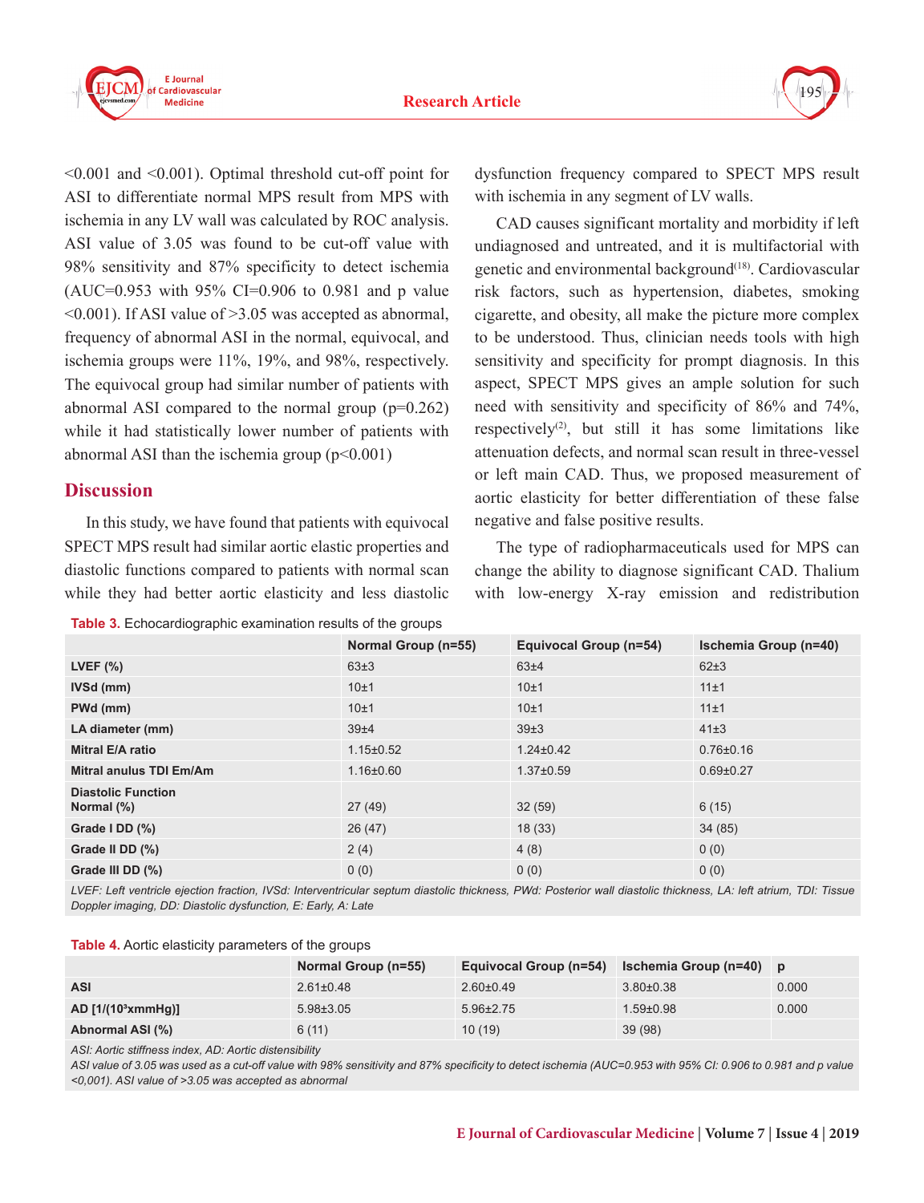<0.001 and <0.001). Optimal threshold cut-off point for ASI to differentiate normal MPS result from MPS with ischemia in any LV wall was calculated by ROC analysis. ASI value of 3.05 was found to be cut-off value with 98% sensitivity and 87% specificity to detect ischemia (AUC=0.953 with 95% CI=0.906 to 0.981 and p value <0.001). If ASI value of >3.05 was accepted as abnormal, frequency of abnormal ASI in the normal, equivocal, and ischemia groups were 11%, 19%, and 98%, respectively. The equivocal group had similar number of patients with abnormal ASI compared to the normal group (p=0.262) while it had statistically lower number of patients with abnormal ASI than the ischemia group (p<0.001)

## Discussion

In this study, we have found that patients with equivocal SPECT MPS result had similar aortic elastic properties and diastolic functions compared to patients with normal scan while they had better aortic elasticity and less diastolic dysfunction frequency compared to SPECT MPS result with ischemia in any segment of LV walls.

CAD causes significant mortality and morbidity if left undiagnosed and untreated, and it is multifactorial with genetic and environmental background[18]. Cardiovascular risk factors, such as hypertension, diabetes, smoking cigarette, and obesity, all make the picture more complex to be understood. Thus, clinician needs tools with high sensitivity and specificity for prompt diagnosis. In this aspect, SPECT MPS gives an ample solution for such need with sensitivity and specificity of 86% and 74%, respectively[2], but still it has some limitations like attenuation defects, and normal scan result in three-vessel or left main CAD. Thus, we proposed measurement of aortic elasticity for better differentiation of these false negative and false positive results.

The type of radiopharmaceuticals used for MPS can change the ability to diagnose significant CAD. Thalium with low-energy X-ray emission and redistribution

**Table 3.** Echocardiographic examination results of the groups

| | Normal Group (n=55) | Equivocal Group (n=54) | Ischemia Group (n=40) |
|---|---|---|---|
| **LVEF (%)** | 63±3 | 63±4 | 62±3 |
| **IVSd (mm)** | 10±1 | 10±1 | 11±1 |
| **PWd (mm)** | 10±1 | 10±1 | 11±1 |
| **LA diameter (mm)** | 39±4 | 39±3 | 41±3 |
| **Mitral E/A ratio** | 1.15±0.52 | 1.24±0.42 | 0.76±0.16 |
| **Mitral anulus TDI Em/Am** | 1.16±0.60 | 1.37±0.59 | 0.69±0.27 |
| **Diastolic Function** | | | |
| **Normal (%)** | 27 (49) | 32 (59) | 6 (15) |
| **Grade I DD (%)** | 26 (47) | 18 (33) | 34 (85) |
| **Grade II DD (%)** | 2 (4) | 4 (8) | 0 (0) |
| **Grade III DD (%)** | 0 (0) | 0 (0) | 0 (0) |

*LVEF: Left ventricle ejection fraction, IVSd: Interventricular septum diastolic thickness, PWd: Posterior wall diastolic thickness, LA: left atrium, TDI: Tissue Doppler imaging, DD: Diastolic dysfunction, E: Early, A: Late*

**Table 4.** Aortic elasticity parameters of the groups

| | Normal Group (n=55) | Equivocal Group (n=54) | Ischemia Group (n=40) | p |
|---|---|---|---|---|
| **ASI** | 2.61±0.48 | 2.60±0.49 | 3.80±0.38 | 0.000 |
| **AD [1/(10³xmmHg)]** | 5.98±3.05 | 5.96±2.75 | 1.59±0.98 | 0.000 |
| **Abnormal ASI (%)** | 6 (11) | 10 (19) | 39 (98) | |

*ASI: Aortic stiffness index, AD: Aortic distensibility*
*ASI value of 3.05 was used as a cut-off value with 98% sensitivity and 87% specificity to detect ischemia (AUC=0.953 with 95% CI: 0.906 to 0.981 and p value <0,001). ASI value of >3.05 was accepted as abnormal*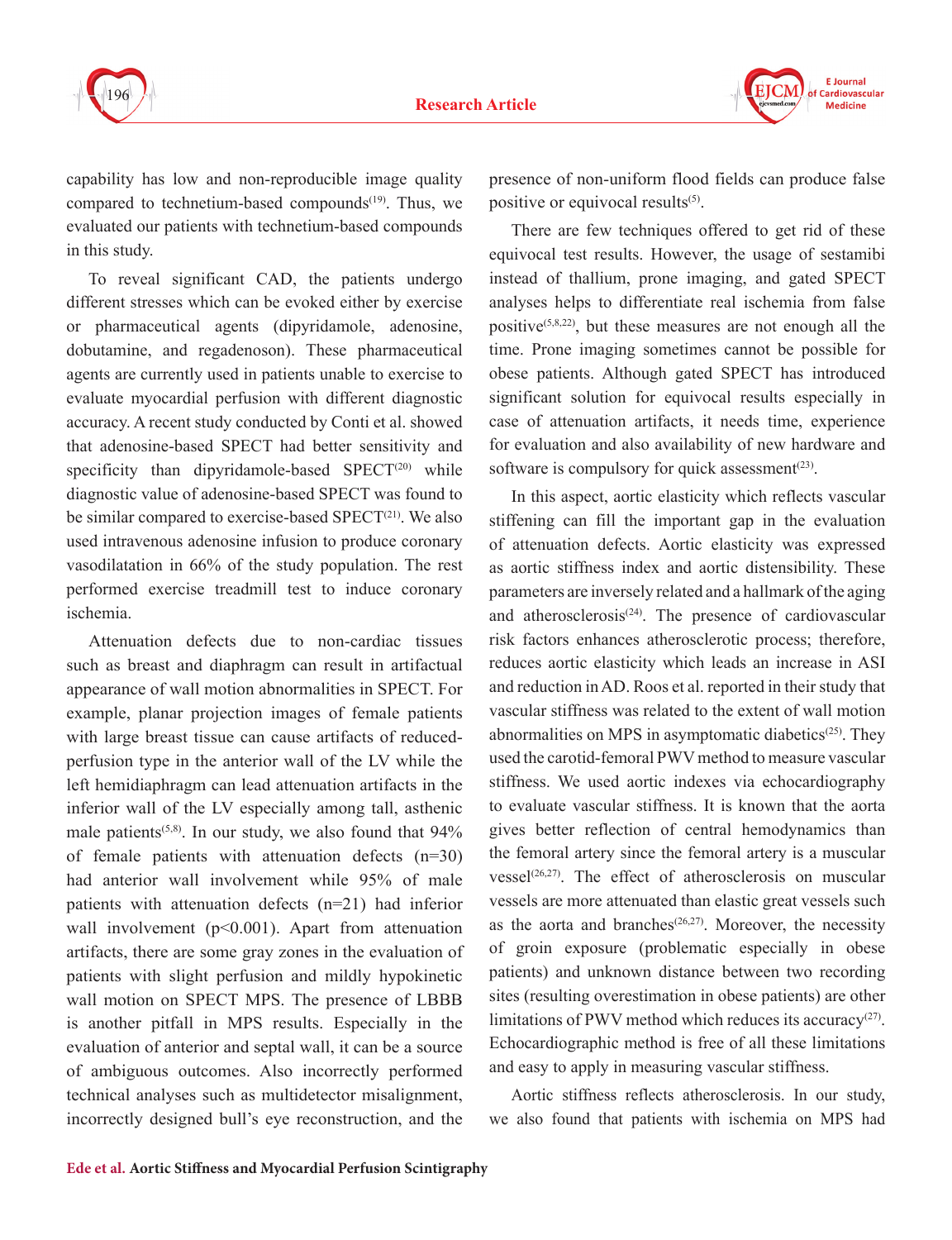capability has low and non-reproducible image quality compared to technetium-based compounds[19]. Thus, we evaluated our patients with technetium-based compounds in this study.

To reveal significant CAD, the patients undergo different stresses which can be evoked either by exercise or pharmaceutical agents (dipyridamole, adenosine, dobutamine, and regadenoson). These pharmaceutical agents are currently used in patients unable to exercise to evaluate myocardial perfusion with different diagnostic accuracy. A recent study conducted by Conti et al. showed that adenosine-based SPECT had better sensitivity and specificity than dipyridamole-based SPECT[20] while diagnostic value of adenosine-based SPECT was found to be similar compared to exercise-based SPECT[21]. We also used intravenous adenosine infusion to produce coronary vasodilatation in 66% of the study population. The rest performed exercise treadmill test to induce coronary ischemia.

Attenuation defects due to non-cardiac tissues such as breast and diaphragm can result in artifactual appearance of wall motion abnormalities in SPECT. For example, planar projection images of female patients with large breast tissue can cause artifacts of reduced-perfusion type in the anterior wall of the LV while the left hemidiaphragm can lead attenuation artifacts in the inferior wall of the LV especially among tall, asthenic male patients[5,8]. In our study, we also found that 94% of female patients with attenuation defects (n=30) had anterior wall involvement while 95% of male patients with attenuation defects (n=21) had inferior wall involvement ($p<0.001$). Apart from attenuation artifacts, there are some gray zones in the evaluation of patients with slight perfusion and mildly hypokinetic wall motion on SPECT MPS. The presence of LBBB is another pitfall in MPS results. Especially in the evaluation of anterior and septal wall, it can be a source of ambiguous outcomes. Also incorrectly performed technical analyses such as multidetector misalignment, incorrectly designed bull's eye reconstruction, and the presence of non-uniform flood fields can produce false positive or equivocal results[5].

There are few techniques offered to get rid of these equivocal test results. However, the usage of sestamibi instead of thallium, prone imaging, and gated SPECT analyses helps to differentiate real ischemia from false positive[5,8,22], but these measures are not enough all the time. Prone imaging sometimes cannot be possible for obese patients. Although gated SPECT has introduced significant solution for equivocal results especially in case of attenuation artifacts, it needs time, experience for evaluation and also availability of new hardware and software is compulsory for quick assessment[23].

In this aspect, aortic elasticity which reflects vascular stiffening can fill the important gap in the evaluation of attenuation defects. Aortic elasticity was expressed as aortic stiffness index and aortic distensibility. These parameters are inversely related and a hallmark of the aging and atherosclerosis[24]. The presence of cardiovascular risk factors enhances atherosclerotic process; therefore, reduces aortic elasticity which leads an increase in ASI and reduction in AD. Roos et al. reported in their study that vascular stiffness was related to the extent of wall motion abnormalities on MPS in asymptomatic diabetics[25]. They used the carotid-femoral PWV method to measure vascular stiffness. We used aortic indexes via echocardiography to evaluate vascular stiffness. It is known that the aorta gives better reflection of central hemodynamics than the femoral artery since the femoral artery is a muscular vessel[26,27]. The effect of atherosclerosis on muscular vessels are more attenuated than elastic great vessels such as the aorta and branches[26,27]. Moreover, the necessity of groin exposure (problematic especially in obese patients) and unknown distance between two recording sites (resulting overestimation in obese patients) are other limitations of PWV method which reduces its accuracy[27]. Echocardiographic method is free of all these limitations and easy to apply in measuring vascular stiffness.

Aortic stiffness reflects atherosclerosis. In our study, we also found that patients with ischemia on MPS had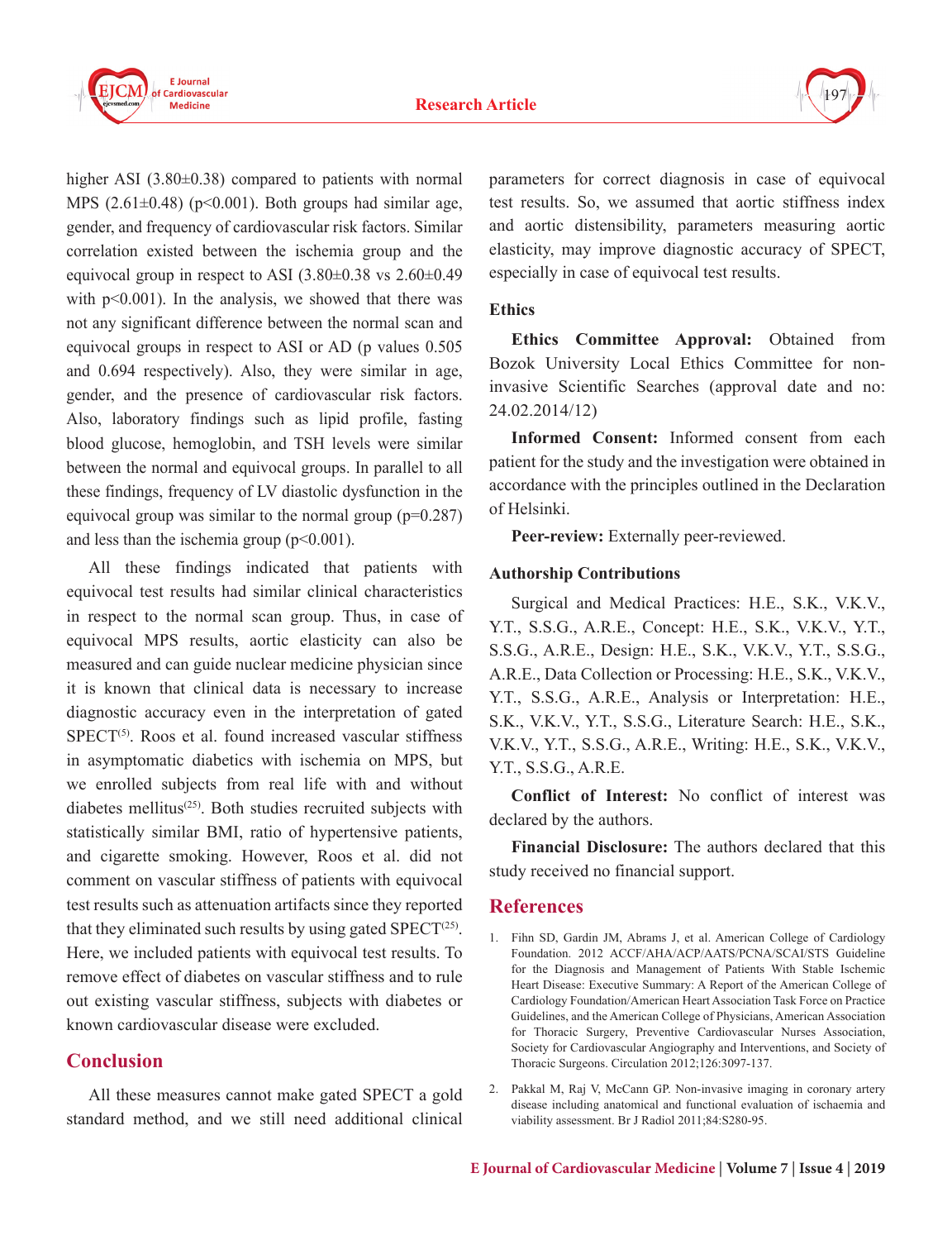higher ASI (3.80±0.38) compared to patients with normal MPS (2.61±0.48) ($p<0.001$). Both groups had similar age, gender, and frequency of cardiovascular risk factors. Similar correlation existed between the ischemia group and the equivocal group in respect to ASI (3.80±0.38 vs 2.60±0.49 with $p<0.001$). In the analysis, we showed that there was not any significant difference between the normal scan and equivocal groups in respect to ASI or AD (p values 0.505 and 0.694 respectively). Also, they were similar in age, gender, and the presence of cardiovascular risk factors. Also, laboratory findings such as lipid profile, fasting blood glucose, hemoglobin, and TSH levels were similar between the normal and equivocal groups. In parallel to all these findings, frequency of LV diastolic dysfunction in the equivocal group was similar to the normal group ($p=0.287$) and less than the ischemia group ($p<0.001$).

All these findings indicated that patients with equivocal test results had similar clinical characteristics in respect to the normal scan group. Thus, in case of equivocal MPS results, aortic elasticity can also be measured and can guide nuclear medicine physician since it is known that clinical data is necessary to increase diagnostic accuracy even in the interpretation of gated SPECT[5]. Roos et al. found increased vascular stiffness in asymptomatic diabetics with ischemia on MPS, but we enrolled subjects from real life with and without diabetes mellitus[25]. Both studies recruited subjects with statistically similar BMI, ratio of hypertensive patients, and cigarette smoking. However, Roos et al. did not comment on vascular stiffness of patients with equivocal test results such as attenuation artifacts since they reported that they eliminated such results by using gated SPECT[25]. Here, we included patients with equivocal test results. To remove effect of diabetes on vascular stiffness and to rule out existing vascular stiffness, subjects with diabetes or known cardiovascular disease were excluded.

## Conclusion

All these measures cannot make gated SPECT a gold standard method, and we still need additional clinical parameters for correct diagnosis in case of equivocal test results. So, we assumed that aortic stiffness index and aortic distensibility, parameters measuring aortic elasticity, may improve diagnostic accuracy of SPECT, especially in case of equivocal test results.

### Ethics

**Ethics Committee Approval:** Obtained from Bozok University Local Ethics Committee for non-invasive Scientific Searches (approval date and no: 24.02.2014/12)

**Informed Consent:** Informed consent from each patient for the study and the investigation were obtained in accordance with the principles outlined in the Declaration of Helsinki.

**Peer-review:** Externally peer-reviewed.

### Authorship Contributions

Surgical and Medical Practices: H.E., S.K., V.K.V., Y.T., S.S.G., A.R.E., Concept: H.E., S.K., V.K.V., Y.T., S.S.G., A.R.E., Design: H.E., S.K., V.K.V., Y.T., S.S.G., A.R.E., Data Collection or Processing: H.E., S.K., V.K.V., Y.T., S.S.G., A.R.E., Analysis or Interpretation: H.E., S.K., V.K.V., Y.T., S.S.G., Literature Search: H.E., S.K., V.K.V., Y.T., S.S.G., A.R.E., Writing: H.E., S.K., V.K.V., Y.T., S.S.G., A.R.E.

**Conflict of Interest:** No conflict of interest was declared by the authors.

**Financial Disclosure:** The authors declared that this study received no financial support.

## References

1. Fihn SD, Gardin JM, Abrams J, et al. American College of Cardiology Foundation. 2012 ACCF/AHA/ACP/AATS/PCNA/SCAI/STS Guideline for the Diagnosis and Management of Patients With Stable Ischemic Heart Disease: Executive Summary: A Report of the American College of Cardiology Foundation/American Heart Association Task Force on Practice Guidelines, and the American College of Physicians, American Association for Thoracic Surgery, Preventive Cardiovascular Nurses Association, Society for Cardiovascular Angiography and Interventions, and Society of Thoracic Surgeons. Circulation 2012;126:3097-137.
2. Pakkal M, Raj V, McCann GP. Non-invasive imaging in coronary artery disease including anatomical and functional evaluation of ischaemia and viability assessment. Br J Radiol 2011;84:S280-95.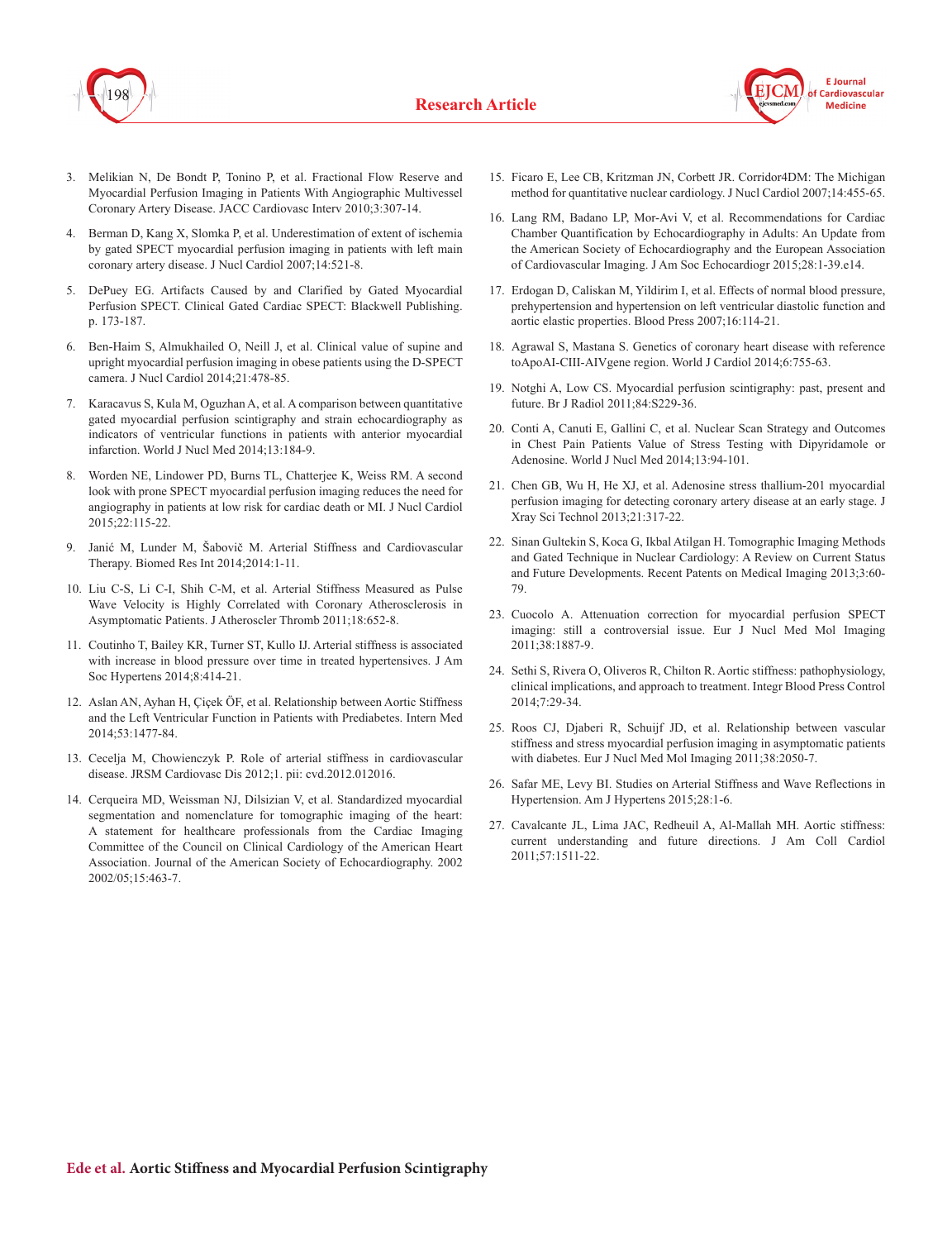3. Melikian N, De Bondt P, Tonino P, et al. Fractional Flow Reserve and Myocardial Perfusion Imaging in Patients With Angiographic Multivessel Coronary Artery Disease. JACC Cardiovasc Interv 2010;3:307-14.
4. Berman D, Kang X, Slomka P, et al. Underestimation of extent of ischemia by gated SPECT myocardial perfusion imaging in patients with left main coronary artery disease. J Nucl Cardiol 2007;14:521-8.
5. DePuey EG. Artifacts Caused by and Clarified by Gated Myocardial Perfusion SPECT. Clinical Gated Cardiac SPECT: Blackwell Publishing. p. 173-187.
6. Ben-Haim S, Almukhailed O, Neill J, et al. Clinical value of supine and upright myocardial perfusion imaging in obese patients using the D-SPECT camera. J Nucl Cardiol 2014;21:478-85.
7. Karacavus S, Kula M, Oguzhan A, et al. A comparison between quantitative gated myocardial perfusion scintigraphy and strain echocardiography as indicators of ventricular functions in patients with anterior myocardial infarction. World J Nucl Med 2014;13:184-9.
8. Worden NE, Lindower PD, Burns TL, Chatterjee K, Weiss RM. A second look with prone SPECT myocardial perfusion imaging reduces the need for angiography in patients at low risk for cardiac death or MI. J Nucl Cardiol 2015;22:115-22.
9. Janić M, Lunder M, Šabovič M. Arterial Stiffness and Cardiovascular Therapy. Biomed Res Int 2014;2014:1-11.
10. Liu C-S, Li C-I, Shih C-M, et al. Arterial Stiffness Measured as Pulse Wave Velocity is Highly Correlated with Coronary Atherosclerosis in Asymptomatic Patients. J Atheroscler Thromb 2011;18:652-8.
11. Coutinho T, Bailey KR, Turner ST, Kullo IJ. Arterial stiffness is associated with increase in blood pressure over time in treated hypertensives. J Am Soc Hypertens 2014;8:414-21.
12. Aslan AN, Ayhan H, Çiçek ÖF, et al. Relationship between Aortic Stiffness and the Left Ventricular Function in Patients with Prediabetes. Intern Med 2014;53:1477-84.
13. Cecelja M, Chowienczyk P. Role of arterial stiffness in cardiovascular disease. JRSM Cardiovasc Dis 2012;1. pii: cvd.2012.012016.
14. Cerqueira MD, Weissman NJ, Dilsizian V, et al. Standardized myocardial segmentation and nomenclature for tomographic imaging of the heart: A statement for healthcare professionals from the Cardiac Imaging Committee of the Council on Clinical Cardiology of the American Heart Association. Journal of the American Society of Echocardiography. 2002 2002/05;15:463-7.
15. Ficaro E, Lee CB, Kritzman JN, Corbett JR. Corridor4DM: The Michigan method for quantitative nuclear cardiology. J Nucl Cardiol 2007;14:455-65.
16. Lang RM, Badano LP, Mor-Avi V, et al. Recommendations for Cardiac Chamber Quantification by Echocardiography in Adults: An Update from the American Society of Echocardiography and the European Association of Cardiovascular Imaging. J Am Soc Echocardiogr 2015;28:1-39.e14.
17. Erdogan D, Caliskan M, Yildirim I, et al. Effects of normal blood pressure, prehypertension and hypertension on left ventricular diastolic function and aortic elastic properties. Blood Press 2007;16:114-21.
18. Agrawal S, Mastana S. Genetics of coronary heart disease with reference toApoAI-CIII-AIVgene region. World J Cardiol 2014;6:755-63.
19. Notghi A, Low CS. Myocardial perfusion scintigraphy: past, present and future. Br J Radiol 2011;84:S229-36.
20. Conti A, Canuti E, Gallini C, et al. Nuclear Scan Strategy and Outcomes in Chest Pain Patients Value of Stress Testing with Dipyridamole or Adenosine. World J Nucl Med 2014;13:94-101.
21. Chen GB, Wu H, He XJ, et al. Adenosine stress thallium-201 myocardial perfusion imaging for detecting coronary artery disease at an early stage. J Xray Sci Technol 2013;21:317-22.
22. Sinan Gultekin S, Koca G, Ikbal Atilgan H. Tomographic Imaging Methods and Gated Technique in Nuclear Cardiology: A Review on Current Status and Future Developments. Recent Patents on Medical Imaging 2013;3:60-79.
23. Cuocolo A. Attenuation correction for myocardial perfusion SPECT imaging: still a controversial issue. Eur J Nucl Med Mol Imaging 2011;38:1887-9.
24. Sethi S, Rivera O, Oliveros R, Chilton R. Aortic stiffness: pathophysiology, clinical implications, and approach to treatment. Integr Blood Press Control 2014;7:29-34.
25. Roos CJ, Djaberi R, Schuijf JD, et al. Relationship between vascular stiffness and stress myocardial perfusion imaging in asymptomatic patients with diabetes. Eur J Nucl Med Mol Imaging 2011;38:2050-7.
26. Safar ME, Levy BI. Studies on Arterial Stiffness and Wave Reflections in Hypertension. Am J Hypertens 2015;28:1-6.
27. Cavalcante JL, Lima JAC, Redheuil A, Al-Mallah MH. Aortic stiffness: current understanding and future directions. J Am Coll Cardiol 2011;57:1511-22.